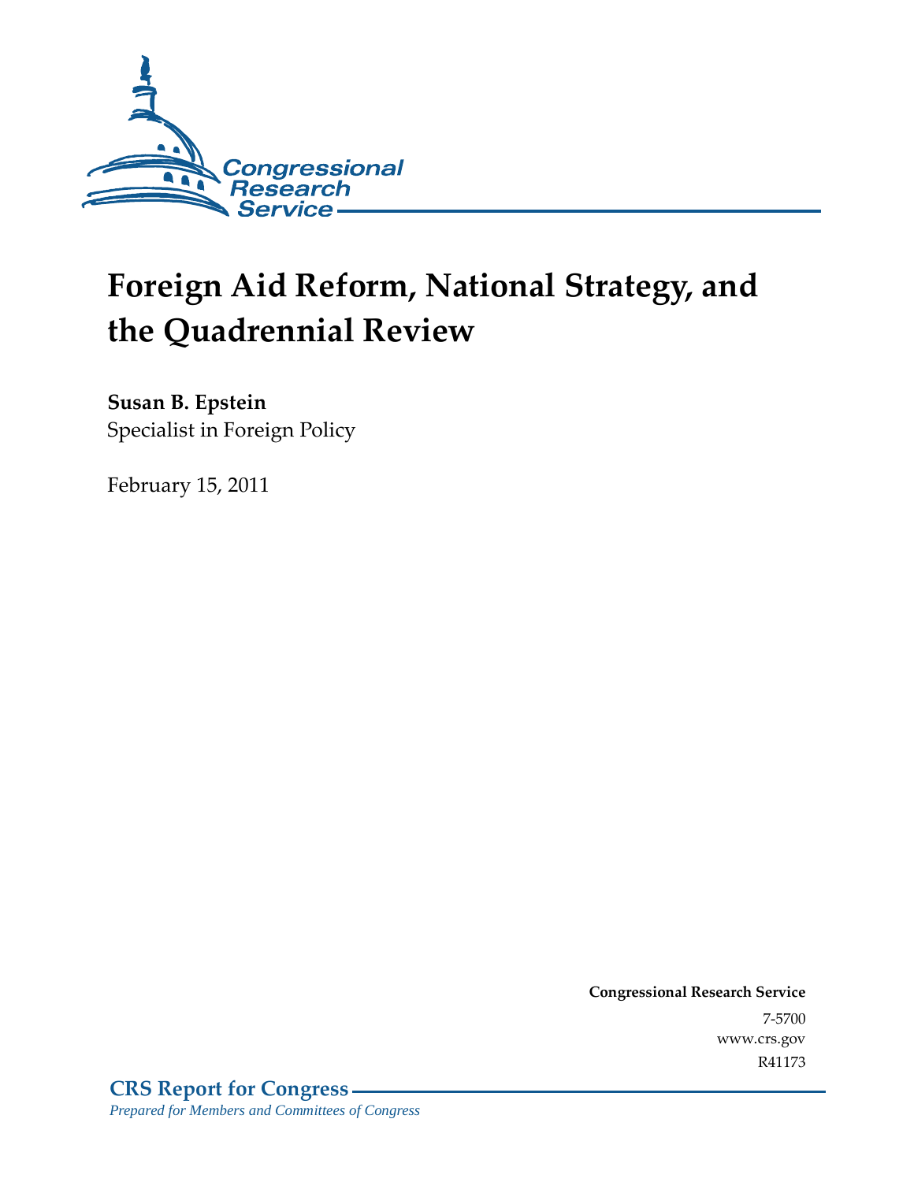Congressional Research Service

# Foreign Aid Reform, National Strategy, and the Quadrennial Review

**Susan B. Epstein**
Specialist in Foreign Policy

February 15, 2011

**Congressional Research Service**
7-5700
www.crs.gov
R41173

**CRS Report for Congress**
*Prepared for Members and Committees of Congress*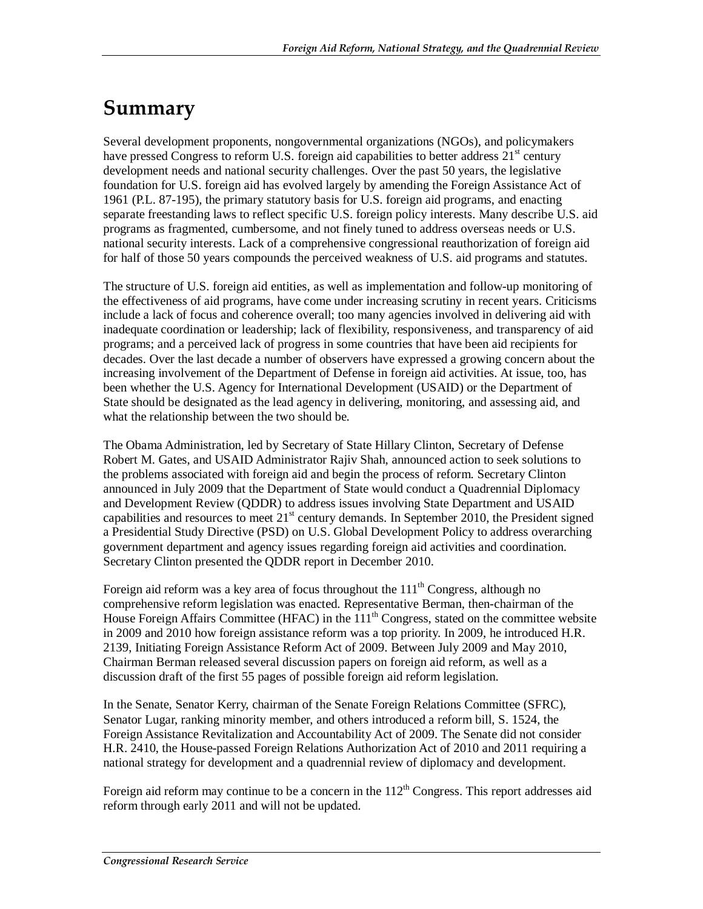# Summary

Several development proponents, nongovernmental organizations (NGOs), and policymakers have pressed Congress to reform U.S. foreign aid capabilities to better address 21st century development needs and national security challenges. Over the past 50 years, the legislative foundation for U.S. foreign aid has evolved largely by amending the Foreign Assistance Act of 1961 (P.L. 87-195), the primary statutory basis for U.S. foreign aid programs, and enacting separate freestanding laws to reflect specific U.S. foreign policy interests. Many describe U.S. aid programs as fragmented, cumbersome, and not finely tuned to address overseas needs or U.S. national security interests. Lack of a comprehensive congressional reauthorization of foreign aid for half of those 50 years compounds the perceived weakness of U.S. aid programs and statutes.

The structure of U.S. foreign aid entities, as well as implementation and follow-up monitoring of the effectiveness of aid programs, have come under increasing scrutiny in recent years. Criticisms include a lack of focus and coherence overall; too many agencies involved in delivering aid with inadequate coordination or leadership; lack of flexibility, responsiveness, and transparency of aid programs; and a perceived lack of progress in some countries that have been aid recipients for decades. Over the last decade a number of observers have expressed a growing concern about the increasing involvement of the Department of Defense in foreign aid activities. At issue, too, has been whether the U.S. Agency for International Development (USAID) or the Department of State should be designated as the lead agency in delivering, monitoring, and assessing aid, and what the relationship between the two should be.

The Obama Administration, led by Secretary of State Hillary Clinton, Secretary of Defense Robert M. Gates, and USAID Administrator Rajiv Shah, announced action to seek solutions to the problems associated with foreign aid and begin the process of reform. Secretary Clinton announced in July 2009 that the Department of State would conduct a Quadrennial Diplomacy and Development Review (QDDR) to address issues involving State Department and USAID capabilities and resources to meet 21st century demands. In September 2010, the President signed a Presidential Study Directive (PSD) on U.S. Global Development Policy to address overarching government department and agency issues regarding foreign aid activities and coordination. Secretary Clinton presented the QDDR report in December 2010.

Foreign aid reform was a key area of focus throughout the 111th Congress, although no comprehensive reform legislation was enacted. Representative Berman, then-chairman of the House Foreign Affairs Committee (HFAC) in the 111th Congress, stated on the committee website in 2009 and 2010 how foreign assistance reform was a top priority. In 2009, he introduced H.R. 2139, Initiating Foreign Assistance Reform Act of 2009. Between July 2009 and May 2010, Chairman Berman released several discussion papers on foreign aid reform, as well as a discussion draft of the first 55 pages of possible foreign aid reform legislation.

In the Senate, Senator Kerry, chairman of the Senate Foreign Relations Committee (SFRC), Senator Lugar, ranking minority member, and others introduced a reform bill, S. 1524, the Foreign Assistance Revitalization and Accountability Act of 2009. The Senate did not consider H.R. 2410, the House-passed Foreign Relations Authorization Act of 2010 and 2011 requiring a national strategy for development and a quadrennial review of diplomacy and development.

Foreign aid reform may continue to be a concern in the 112th Congress. This report addresses aid reform through early 2011 and will not be updated.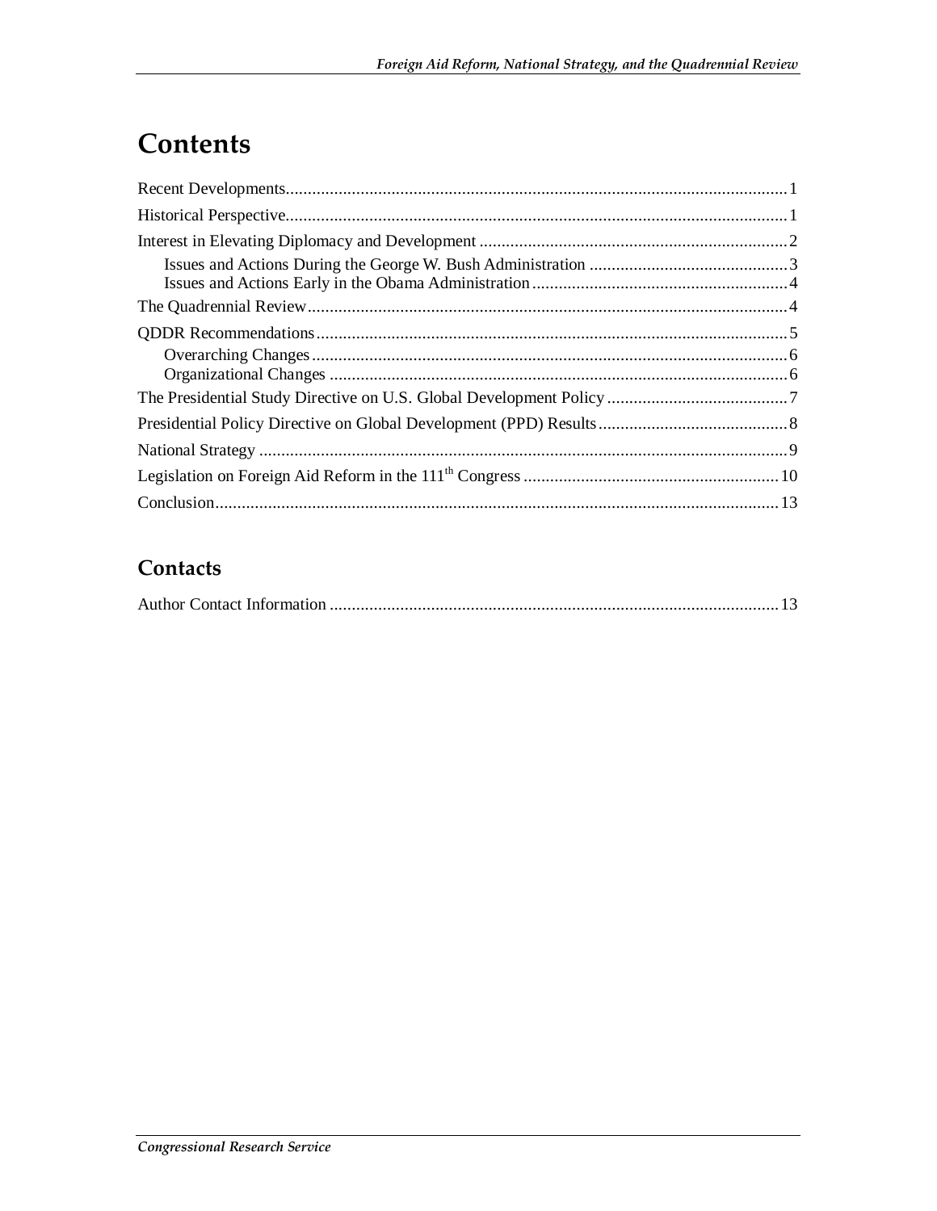# Contents

Recent Developments....................................................................................................................1

Historical Perspective...................................................................................................................1

Interest in Elevating Diplomacy and Development .......................................................................2

Issues and Actions During the George W. Bush Administration ..............................................3

Issues and Actions Early in the Obama Administration ...........................................................4

The Quadrennial Review..............................................................................................................4

QDDR Recommendations............................................................................................................5

Overarching Changes.............................................................................................................6

Organizational Changes .........................................................................................................6

The Presidential Study Directive on U.S. Global Development Policy ..........................................7

Presidential Policy Directive on Global Development (PPD) Results............................................8

National Strategy .........................................................................................................................9

Legislation on Foreign Aid Reform in the 111th Congress ...........................................................10

Conclusion.................................................................................................................................13

## Contacts

Author Contact Information .......................................................................................................13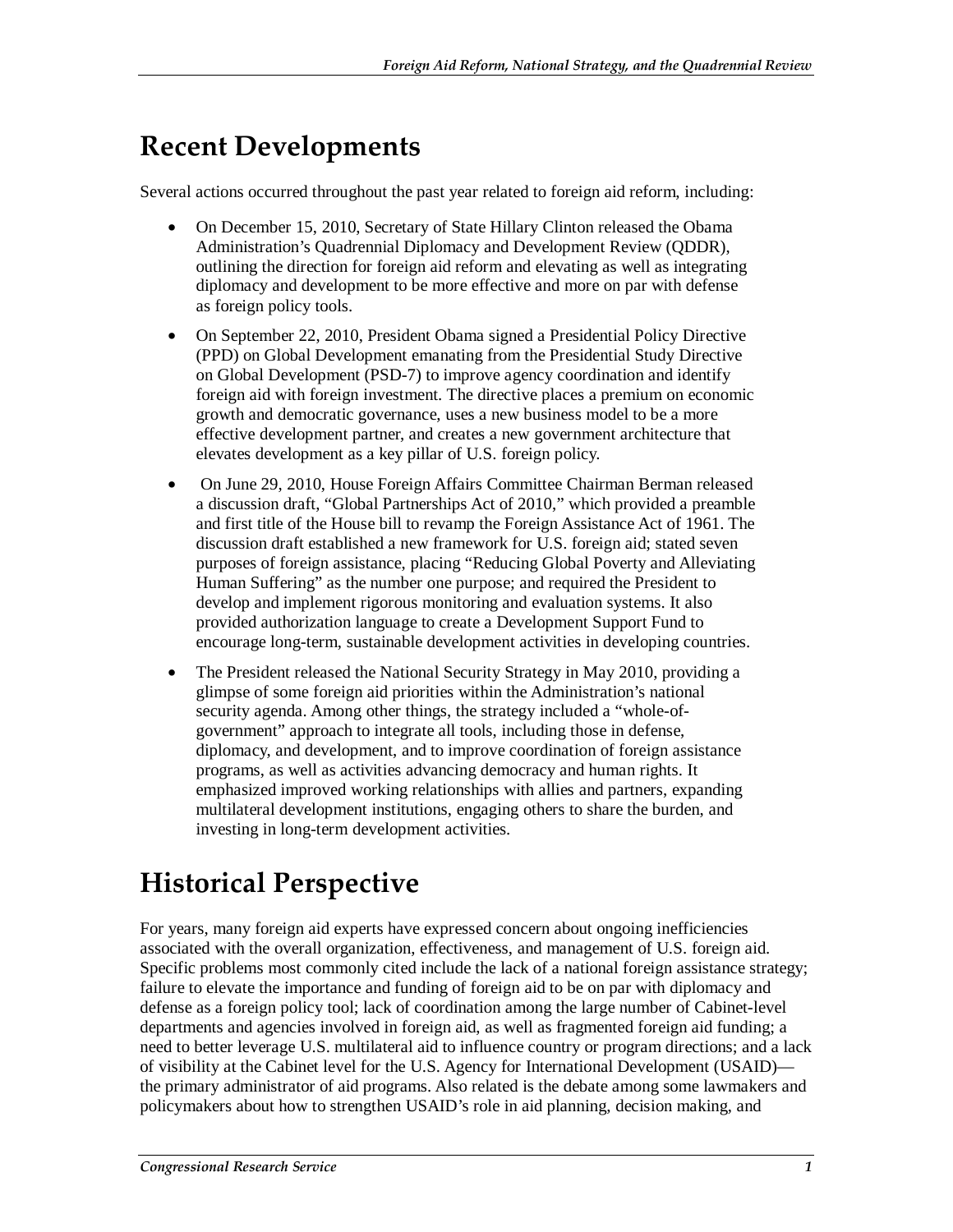# Recent Developments

Several actions occurred throughout the past year related to foreign aid reform, including:

- On December 15, 2010, Secretary of State Hillary Clinton released the Obama Administration's Quadrennial Diplomacy and Development Review (QDDR), outlining the direction for foreign aid reform and elevating as well as integrating diplomacy and development to be more effective and more on par with defense as foreign policy tools.
- On September 22, 2010, President Obama signed a Presidential Policy Directive (PPD) on Global Development emanating from the Presidential Study Directive on Global Development (PSD-7) to improve agency coordination and identify foreign aid with foreign investment. The directive places a premium on economic growth and democratic governance, uses a new business model to be a more effective development partner, and creates a new government architecture that elevates development as a key pillar of U.S. foreign policy.
- On June 29, 2010, House Foreign Affairs Committee Chairman Berman released a discussion draft, "Global Partnerships Act of 2010," which provided a preamble and first title of the House bill to revamp the Foreign Assistance Act of 1961. The discussion draft established a new framework for U.S. foreign aid; stated seven purposes of foreign assistance, placing "Reducing Global Poverty and Alleviating Human Suffering" as the number one purpose; and required the President to develop and implement rigorous monitoring and evaluation systems. It also provided authorization language to create a Development Support Fund to encourage long-term, sustainable development activities in developing countries.
- The President released the National Security Strategy in May 2010, providing a glimpse of some foreign aid priorities within the Administration's national security agenda. Among other things, the strategy included a "whole-of-government" approach to integrate all tools, including those in defense, diplomacy, and development, and to improve coordination of foreign assistance programs, as well as activities advancing democracy and human rights. It emphasized improved working relationships with allies and partners, expanding multilateral development institutions, engaging others to share the burden, and investing in long-term development activities.

# Historical Perspective

For years, many foreign aid experts have expressed concern about ongoing inefficiencies associated with the overall organization, effectiveness, and management of U.S. foreign aid. Specific problems most commonly cited include the lack of a national foreign assistance strategy; failure to elevate the importance and funding of foreign aid to be on par with diplomacy and defense as a foreign policy tool; lack of coordination among the large number of Cabinet-level departments and agencies involved in foreign aid, as well as fragmented foreign aid funding; a need to better leverage U.S. multilateral aid to influence country or program directions; and a lack of visibility at the Cabinet level for the U.S. Agency for International Development (USAID)—the primary administrator of aid programs. Also related is the debate among some lawmakers and policymakers about how to strengthen USAID's role in aid planning, decision making, and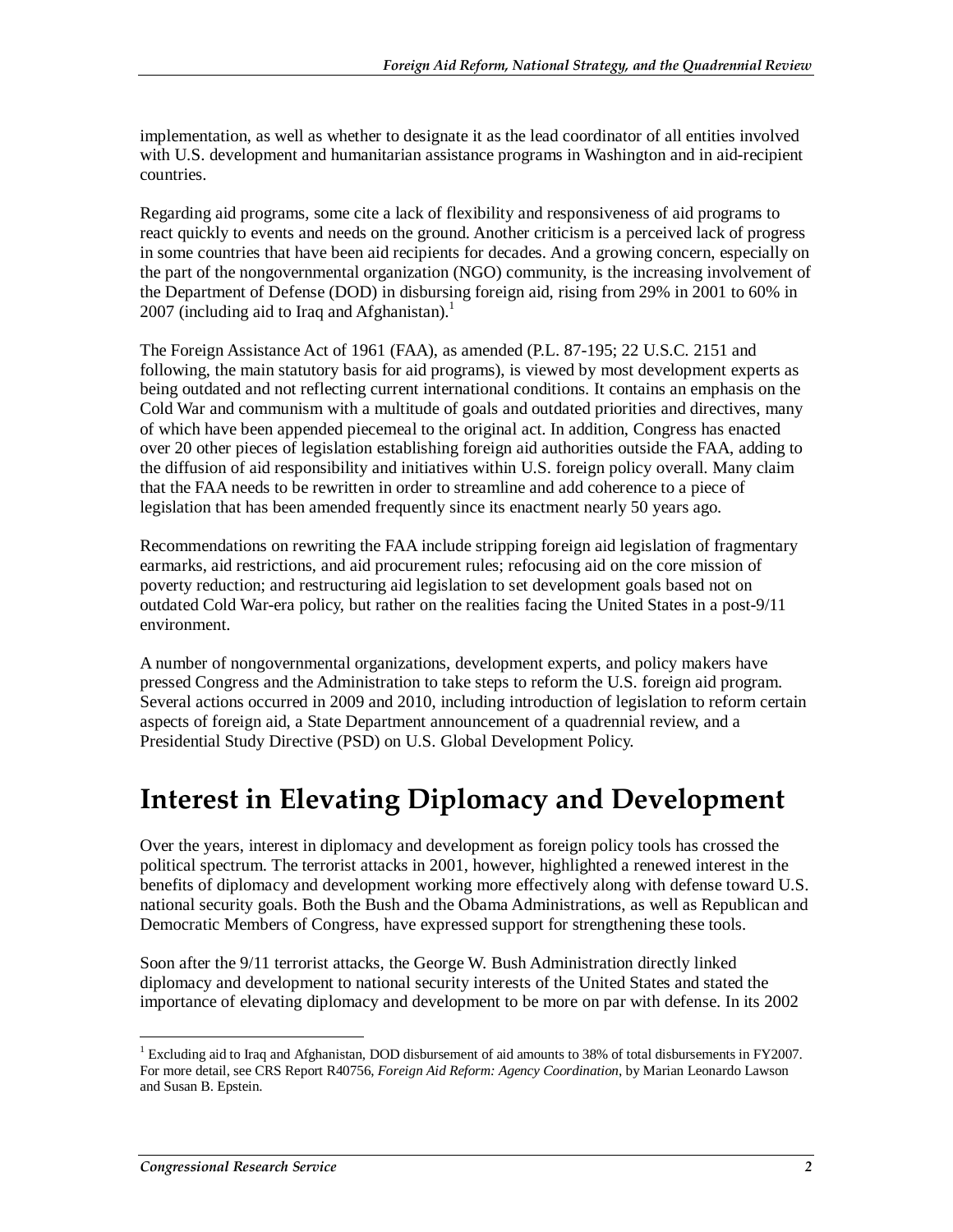implementation, as well as whether to designate it as the lead coordinator of all entities involved with U.S. development and humanitarian assistance programs in Washington and in aid-recipient countries.

Regarding aid programs, some cite a lack of flexibility and responsiveness of aid programs to react quickly to events and needs on the ground. Another criticism is a perceived lack of progress in some countries that have been aid recipients for decades. And a growing concern, especially on the part of the nongovernmental organization (NGO) community, is the increasing involvement of the Department of Defense (DOD) in disbursing foreign aid, rising from 29% in 2001 to 60% in 2007 (including aid to Iraq and Afghanistan).[1]

The Foreign Assistance Act of 1961 (FAA), as amended (P.L. 87-195; 22 U.S.C. 2151 and following, the main statutory basis for aid programs), is viewed by most development experts as being outdated and not reflecting current international conditions. It contains an emphasis on the Cold War and communism with a multitude of goals and outdated priorities and directives, many of which have been appended piecemeal to the original act. In addition, Congress has enacted over 20 other pieces of legislation establishing foreign aid authorities outside the FAA, adding to the diffusion of aid responsibility and initiatives within U.S. foreign policy overall. Many claim that the FAA needs to be rewritten in order to streamline and add coherence to a piece of legislation that has been amended frequently since its enactment nearly 50 years ago.

Recommendations on rewriting the FAA include stripping foreign aid legislation of fragmentary earmarks, aid restrictions, and aid procurement rules; refocusing aid on the core mission of poverty reduction; and restructuring aid legislation to set development goals based not on outdated Cold War-era policy, but rather on the realities facing the United States in a post-9/11 environment.

A number of nongovernmental organizations, development experts, and policy makers have pressed Congress and the Administration to take steps to reform the U.S. foreign aid program. Several actions occurred in 2009 and 2010, including introduction of legislation to reform certain aspects of foreign aid, a State Department announcement of a quadrennial review, and a Presidential Study Directive (PSD) on U.S. Global Development Policy.

# Interest in Elevating Diplomacy and Development

Over the years, interest in diplomacy and development as foreign policy tools has crossed the political spectrum. The terrorist attacks in 2001, however, highlighted a renewed interest in the benefits of diplomacy and development working more effectively along with defense toward U.S. national security goals. Both the Bush and the Obama Administrations, as well as Republican and Democratic Members of Congress, have expressed support for strengthening these tools.

Soon after the 9/11 terrorist attacks, the George W. Bush Administration directly linked diplomacy and development to national security interests of the United States and stated the importance of elevating diplomacy and development to be more on par with defense. In its 2002

---

[1] Excluding aid to Iraq and Afghanistan, DOD disbursement of aid amounts to 38% of total disbursements in FY2007. For more detail, see CRS Report R40756, *Foreign Aid Reform: Agency Coordination*, by Marian Leonardo Lawson and Susan B. Epstein.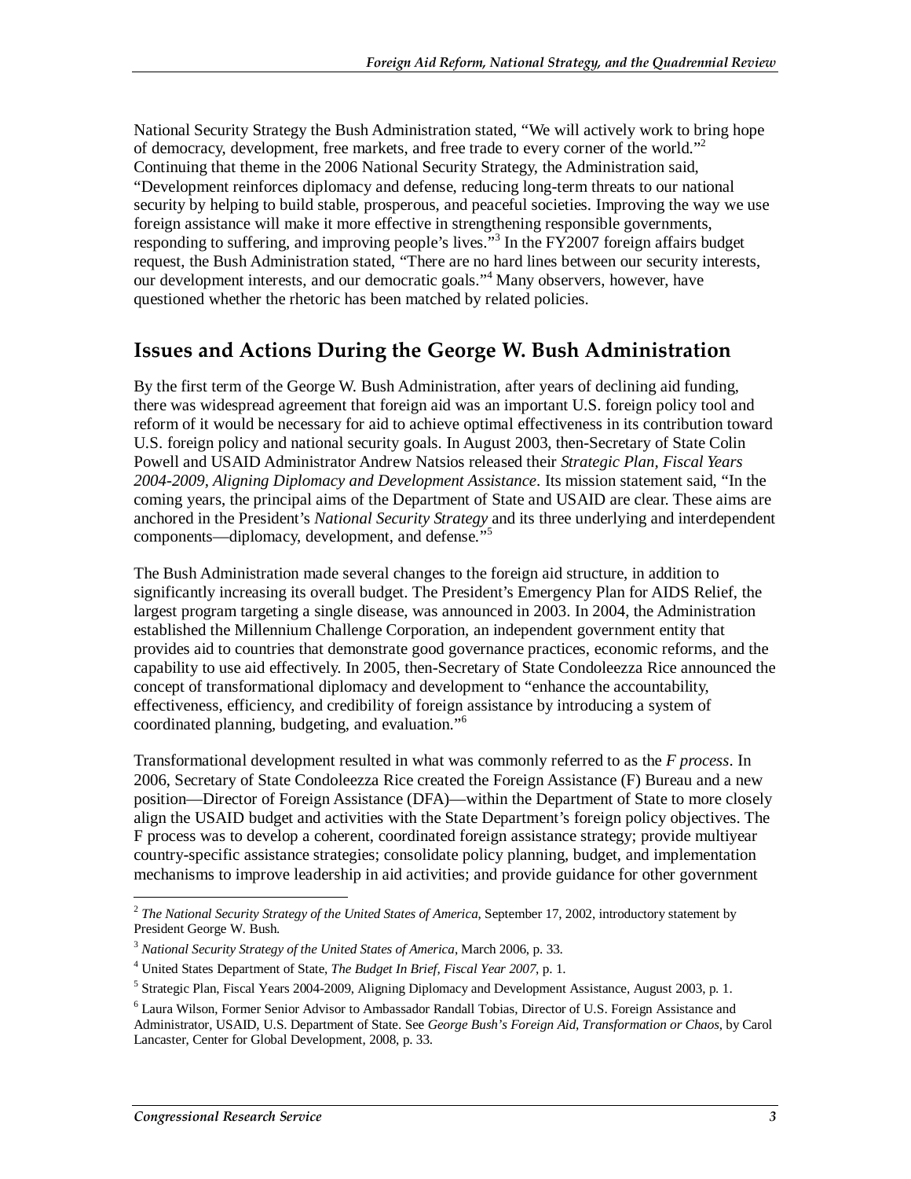National Security Strategy the Bush Administration stated, “We will actively work to bring hope of democracy, development, free markets, and free trade to every corner of the world.”[2] Continuing that theme in the 2006 National Security Strategy, the Administration said, “Development reinforces diplomacy and defense, reducing long-term threats to our national security by helping to build stable, prosperous, and peaceful societies. Improving the way we use foreign assistance will make it more effective in strengthening responsible governments, responding to suffering, and improving people’s lives.”[3] In the FY2007 foreign affairs budget request, the Bush Administration stated, “There are no hard lines between our security interests, our development interests, and our democratic goals.”[4] Many observers, however, have questioned whether the rhetoric has been matched by related policies.

## Issues and Actions During the George W. Bush Administration

By the first term of the George W. Bush Administration, after years of declining aid funding, there was widespread agreement that foreign aid was an important U.S. foreign policy tool and reform of it would be necessary for aid to achieve optimal effectiveness in its contribution toward U.S. foreign policy and national security goals. In August 2003, then-Secretary of State Colin Powell and USAID Administrator Andrew Natsios released their *Strategic Plan, Fiscal Years 2004-2009, Aligning Diplomacy and Development Assistance*. Its mission statement said, “In the coming years, the principal aims of the Department of State and USAID are clear. These aims are anchored in the President’s *National Security Strategy* and its three underlying and interdependent components—diplomacy, development, and defense.”[5]

The Bush Administration made several changes to the foreign aid structure, in addition to significantly increasing its overall budget. The President’s Emergency Plan for AIDS Relief, the largest program targeting a single disease, was announced in 2003. In 2004, the Administration established the Millennium Challenge Corporation, an independent government entity that provides aid to countries that demonstrate good governance practices, economic reforms, and the capability to use aid effectively. In 2005, then-Secretary of State Condoleezza Rice announced the concept of transformational diplomacy and development to “enhance the accountability, effectiveness, efficiency, and credibility of foreign assistance by introducing a system of coordinated planning, budgeting, and evaluation.”[6]

Transformational development resulted in what was commonly referred to as the *F process*. In 2006, Secretary of State Condoleezza Rice created the Foreign Assistance (F) Bureau and a new position—Director of Foreign Assistance (DFA)—within the Department of State to more closely align the USAID budget and activities with the State Department’s foreign policy objectives. The F process was to develop a coherent, coordinated foreign assistance strategy; provide multiyear country-specific assistance strategies; consolidate policy planning, budget, and implementation mechanisms to improve leadership in aid activities; and provide guidance for other government

---

[2] *The National Security Strategy of the United States of America,* September 17, 2002, introductory statement by President George W. Bush.

[3] *National Security Strategy of the United States of America,* March 2006, p. 33.

[4] United States Department of State, *The Budget In Brief, Fiscal Year 2007,* p. 1.

[5] Strategic Plan, Fiscal Years 2004-2009, Aligning Diplomacy and Development Assistance, August 2003, p. 1.

[6] Laura Wilson, Former Senior Advisor to Ambassador Randall Tobias, Director of U.S. Foreign Assistance and Administrator, USAID, U.S. Department of State. See *George Bush’s Foreign Aid, Transformation or Chaos,* by Carol Lancaster, Center for Global Development, 2008, p. 33.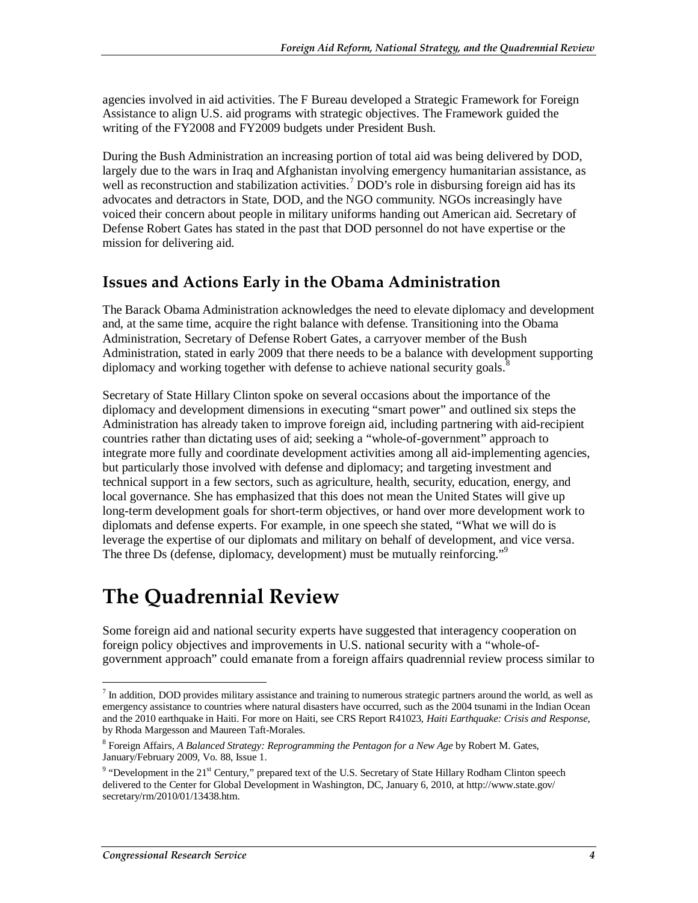agencies involved in aid activities. The F Bureau developed a Strategic Framework for Foreign Assistance to align U.S. aid programs with strategic objectives. The Framework guided the writing of the FY2008 and FY2009 budgets under President Bush.

During the Bush Administration an increasing portion of total aid was being delivered by DOD, largely due to the wars in Iraq and Afghanistan involving emergency humanitarian assistance, as well as reconstruction and stabilization activities.[7] DOD's role in disbursing foreign aid has its advocates and detractors in State, DOD, and the NGO community. NGOs increasingly have voiced their concern about people in military uniforms handing out American aid. Secretary of Defense Robert Gates has stated in the past that DOD personnel do not have expertise or the mission for delivering aid.

## Issues and Actions Early in the Obama Administration

The Barack Obama Administration acknowledges the need to elevate diplomacy and development and, at the same time, acquire the right balance with defense. Transitioning into the Obama Administration, Secretary of Defense Robert Gates, a carryover member of the Bush Administration, stated in early 2009 that there needs to be a balance with development supporting diplomacy and working together with defense to achieve national security goals.[8]

Secretary of State Hillary Clinton spoke on several occasions about the importance of the diplomacy and development dimensions in executing "smart power" and outlined six steps the Administration has already taken to improve foreign aid, including partnering with aid-recipient countries rather than dictating uses of aid; seeking a "whole-of-government" approach to integrate more fully and coordinate development activities among all aid-implementing agencies, but particularly those involved with defense and diplomacy; and targeting investment and technical support in a few sectors, such as agriculture, health, security, education, energy, and local governance. She has emphasized that this does not mean the United States will give up long-term development goals for short-term objectives, or hand over more development work to diplomats and defense experts. For example, in one speech she stated, "What we will do is leverage the expertise of our diplomats and military on behalf of development, and vice versa. The three Ds (defense, diplomacy, development) must be mutually reinforcing."[9]

# The Quadrennial Review

Some foreign aid and national security experts have suggested that interagency cooperation on foreign policy objectives and improvements in U.S. national security with a "whole-of-government approach" could emanate from a foreign affairs quadrennial review process similar to

---

[7] In addition, DOD provides military assistance and training to numerous strategic partners around the world, as well as emergency assistance to countries where natural disasters have occurred, such as the 2004 tsunami in the Indian Ocean and the 2010 earthquake in Haiti. For more on Haiti, see CRS Report R41023, *Haiti Earthquake: Crisis and Response*, by Rhoda Margesson and Maureen Taft-Morales.

[8] Foreign Affairs, *A Balanced Strategy: Reprogramming the Pentagon for a New Age* by Robert M. Gates, January/February 2009, Vo. 88, Issue 1.

[9] "Development in the 21st Century," prepared text of the U.S. Secretary of State Hillary Rodham Clinton speech delivered to the Center for Global Development in Washington, DC, January 6, 2010, at http://www.state.gov/secretary/rm/2010/01/13438.htm.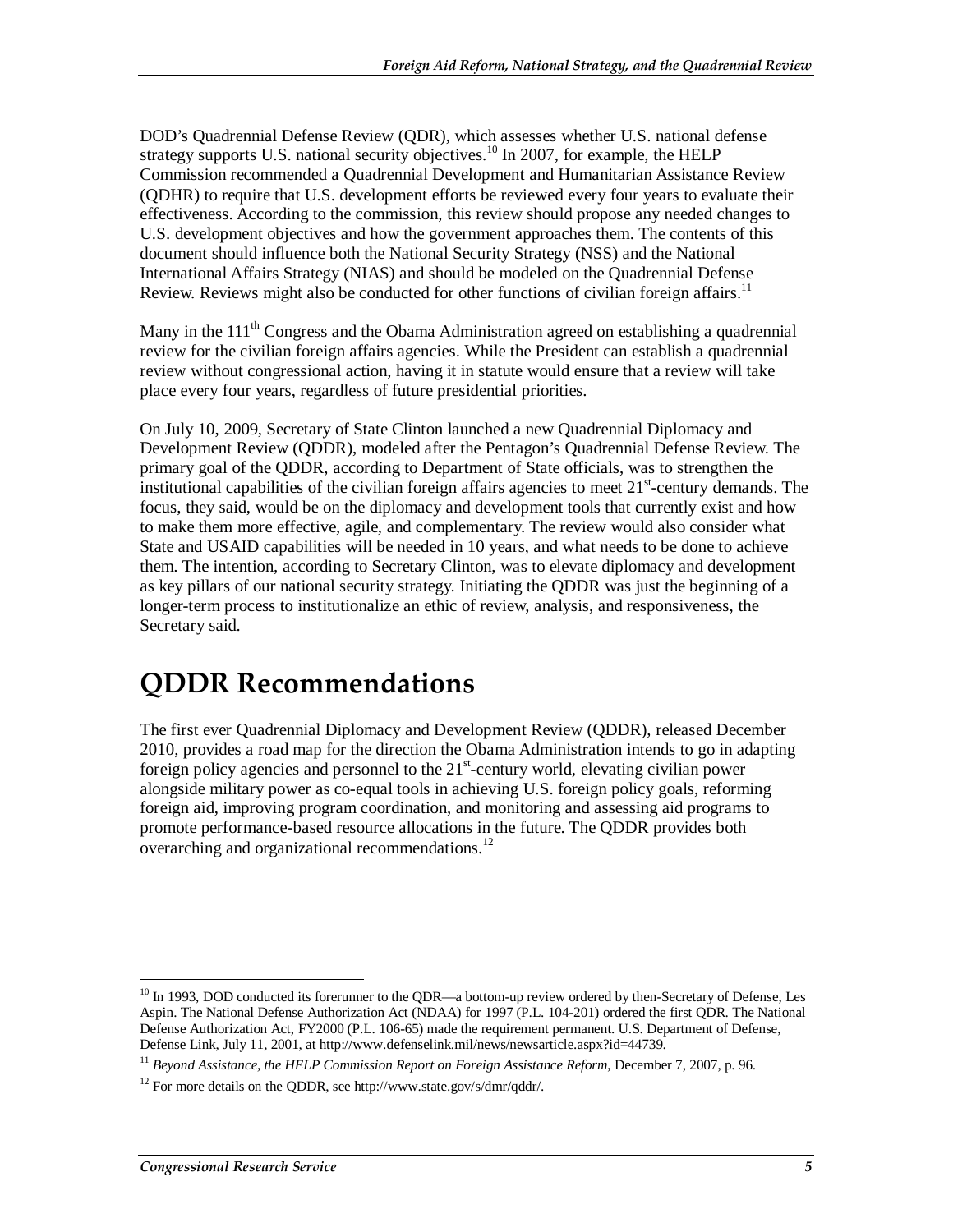DOD's Quadrennial Defense Review (QDR), which assesses whether U.S. national defense strategy supports U.S. national security objectives.[10] In 2007, for example, the HELP Commission recommended a Quadrennial Development and Humanitarian Assistance Review (QDHR) to require that U.S. development efforts be reviewed every four years to evaluate their effectiveness. According to the commission, this review should propose any needed changes to U.S. development objectives and how the government approaches them. The contents of this document should influence both the National Security Strategy (NSS) and the National International Affairs Strategy (NIAS) and should be modeled on the Quadrennial Defense Review. Reviews might also be conducted for other functions of civilian foreign affairs.[11]

Many in the 111th Congress and the Obama Administration agreed on establishing a quadrennial review for the civilian foreign affairs agencies. While the President can establish a quadrennial review without congressional action, having it in statute would ensure that a review will take place every four years, regardless of future presidential priorities.

On July 10, 2009, Secretary of State Clinton launched a new Quadrennial Diplomacy and Development Review (QDDR), modeled after the Pentagon's Quadrennial Defense Review. The primary goal of the QDDR, according to Department of State officials, was to strengthen the institutional capabilities of the civilian foreign affairs agencies to meet 21st-century demands. The focus, they said, would be on the diplomacy and development tools that currently exist and how to make them more effective, agile, and complementary. The review would also consider what State and USAID capabilities will be needed in 10 years, and what needs to be done to achieve them. The intention, according to Secretary Clinton, was to elevate diplomacy and development as key pillars of our national security strategy. Initiating the QDDR was just the beginning of a longer-term process to institutionalize an ethic of review, analysis, and responsiveness, the Secretary said.

# QDDR Recommendations

The first ever Quadrennial Diplomacy and Development Review (QDDR), released December 2010, provides a road map for the direction the Obama Administration intends to go in adapting foreign policy agencies and personnel to the 21st-century world, elevating civilian power alongside military power as co-equal tools in achieving U.S. foreign policy goals, reforming foreign aid, improving program coordination, and monitoring and assessing aid programs to promote performance-based resource allocations in the future. The QDDR provides both overarching and organizational recommendations.[12]

---

[10] In 1993, DOD conducted its forerunner to the QDR—a bottom-up review ordered by then-Secretary of Defense, Les Aspin. The National Defense Authorization Act (NDAA) for 1997 (P.L. 104-201) ordered the first QDR. The National Defense Authorization Act, FY2000 (P.L. 106-65) made the requirement permanent. U.S. Department of Defense, Defense Link, July 11, 2001, at http://www.defenselink.mil/news/newsarticle.aspx?id=44739.

[11] *Beyond Assistance, the HELP Commission Report on Foreign Assistance Reform*, December 7, 2007, p. 96.

[12] For more details on the QDDR, see http://www.state.gov/s/dmr/qddr/.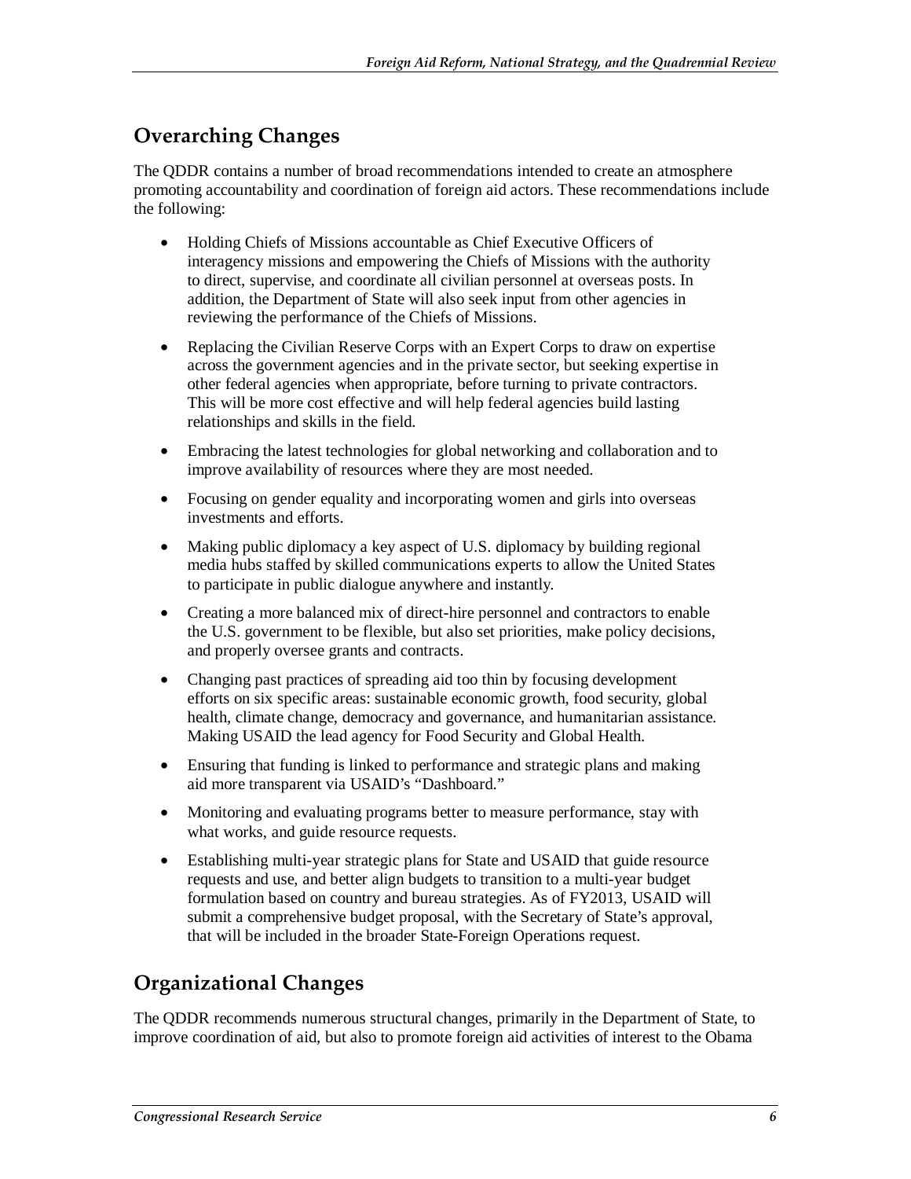## Overarching Changes

The QDDR contains a number of broad recommendations intended to create an atmosphere promoting accountability and coordination of foreign aid actors. These recommendations include the following:

- Holding Chiefs of Missions accountable as Chief Executive Officers of interagency missions and empowering the Chiefs of Missions with the authority to direct, supervise, and coordinate all civilian personnel at overseas posts. In addition, the Department of State will also seek input from other agencies in reviewing the performance of the Chiefs of Missions.
- Replacing the Civilian Reserve Corps with an Expert Corps to draw on expertise across the government agencies and in the private sector, but seeking expertise in other federal agencies when appropriate, before turning to private contractors. This will be more cost effective and will help federal agencies build lasting relationships and skills in the field.
- Embracing the latest technologies for global networking and collaboration and to improve availability of resources where they are most needed.
- Focusing on gender equality and incorporating women and girls into overseas investments and efforts.
- Making public diplomacy a key aspect of U.S. diplomacy by building regional media hubs staffed by skilled communications experts to allow the United States to participate in public dialogue anywhere and instantly.
- Creating a more balanced mix of direct-hire personnel and contractors to enable the U.S. government to be flexible, but also set priorities, make policy decisions, and properly oversee grants and contracts.
- Changing past practices of spreading aid too thin by focusing development efforts on six specific areas: sustainable economic growth, food security, global health, climate change, democracy and governance, and humanitarian assistance. Making USAID the lead agency for Food Security and Global Health.
- Ensuring that funding is linked to performance and strategic plans and making aid more transparent via USAID's "Dashboard."
- Monitoring and evaluating programs better to measure performance, stay with what works, and guide resource requests.
- Establishing multi-year strategic plans for State and USAID that guide resource requests and use, and better align budgets to transition to a multi-year budget formulation based on country and bureau strategies. As of FY2013, USAID will submit a comprehensive budget proposal, with the Secretary of State's approval, that will be included in the broader State-Foreign Operations request.

## Organizational Changes

The QDDR recommends numerous structural changes, primarily in the Department of State, to improve coordination of aid, but also to promote foreign aid activities of interest to the Obama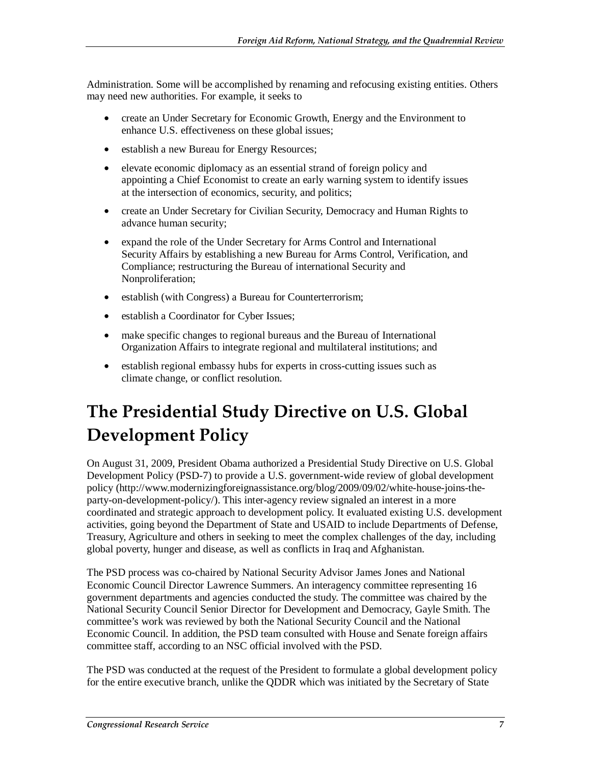Administration. Some will be accomplished by renaming and refocusing existing entities. Others may need new authorities. For example, it seeks to

- create an Under Secretary for Economic Growth, Energy and the Environment to enhance U.S. effectiveness on these global issues;
- establish a new Bureau for Energy Resources;
- elevate economic diplomacy as an essential strand of foreign policy and appointing a Chief Economist to create an early warning system to identify issues at the intersection of economics, security, and politics;
- create an Under Secretary for Civilian Security, Democracy and Human Rights to advance human security;
- expand the role of the Under Secretary for Arms Control and International Security Affairs by establishing a new Bureau for Arms Control, Verification, and Compliance; restructuring the Bureau of international Security and Nonproliferation;
- establish (with Congress) a Bureau for Counterterrorism;
- establish a Coordinator for Cyber Issues;
- make specific changes to regional bureaus and the Bureau of International Organization Affairs to integrate regional and multilateral institutions; and
- establish regional embassy hubs for experts in cross-cutting issues such as climate change, or conflict resolution.

# The Presidential Study Directive on U.S. Global Development Policy

On August 31, 2009, President Obama authorized a Presidential Study Directive on U.S. Global Development Policy (PSD-7) to provide a U.S. government-wide review of global development policy (http://www.modernizingforeignassistance.org/blog/2009/09/02/white-house-joins-the-party-on-development-policy/). This inter-agency review signaled an interest in a more coordinated and strategic approach to development policy. It evaluated existing U.S. development activities, going beyond the Department of State and USAID to include Departments of Defense, Treasury, Agriculture and others in seeking to meet the complex challenges of the day, including global poverty, hunger and disease, as well as conflicts in Iraq and Afghanistan.

The PSD process was co-chaired by National Security Advisor James Jones and National Economic Council Director Lawrence Summers. An interagency committee representing 16 government departments and agencies conducted the study. The committee was chaired by the National Security Council Senior Director for Development and Democracy, Gayle Smith. The committee's work was reviewed by both the National Security Council and the National Economic Council. In addition, the PSD team consulted with House and Senate foreign affairs committee staff, according to an NSC official involved with the PSD.

The PSD was conducted at the request of the President to formulate a global development policy for the entire executive branch, unlike the QDDR which was initiated by the Secretary of State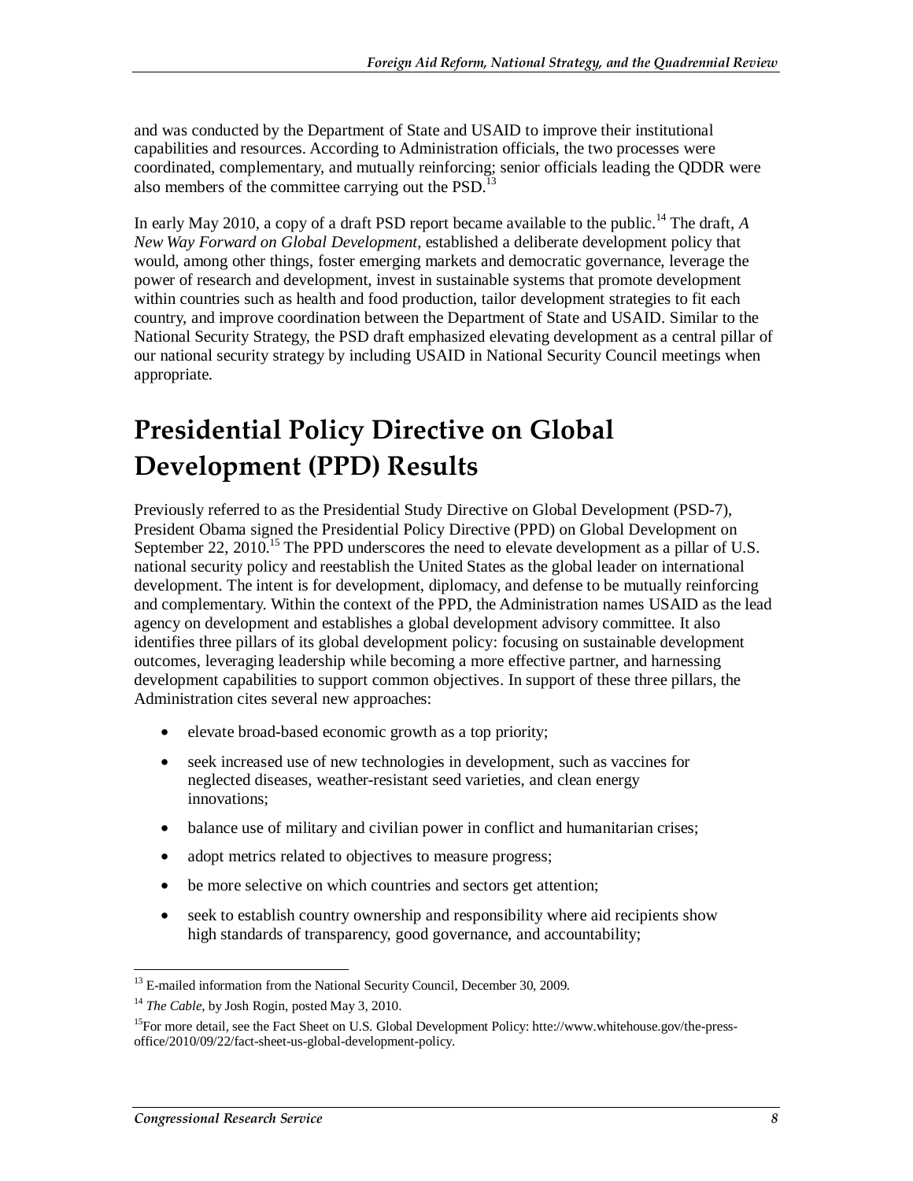and was conducted by the Department of State and USAID to improve their institutional capabilities and resources. According to Administration officials, the two processes were coordinated, complementary, and mutually reinforcing; senior officials leading the QDDR were also members of the committee carrying out the PSD.[13]

In early May 2010, a copy of a draft PSD report became available to the public.[14] The draft, *A New Way Forward on Global Development*, established a deliberate development policy that would, among other things, foster emerging markets and democratic governance, leverage the power of research and development, invest in sustainable systems that promote development within countries such as health and food production, tailor development strategies to fit each country, and improve coordination between the Department of State and USAID. Similar to the National Security Strategy, the PSD draft emphasized elevating development as a central pillar of our national security strategy by including USAID in National Security Council meetings when appropriate.

# Presidential Policy Directive on Global Development (PPD) Results

Previously referred to as the Presidential Study Directive on Global Development (PSD-7), President Obama signed the Presidential Policy Directive (PPD) on Global Development on September 22, 2010.[15] The PPD underscores the need to elevate development as a pillar of U.S. national security policy and reestablish the United States as the global leader on international development. The intent is for development, diplomacy, and defense to be mutually reinforcing and complementary. Within the context of the PPD, the Administration names USAID as the lead agency on development and establishes a global development advisory committee. It also identifies three pillars of its global development policy: focusing on sustainable development outcomes, leveraging leadership while becoming a more effective partner, and harnessing development capabilities to support common objectives. In support of these three pillars, the Administration cites several new approaches:

- elevate broad-based economic growth as a top priority;
- seek increased use of new technologies in development, such as vaccines for neglected diseases, weather-resistant seed varieties, and clean energy innovations;
- balance use of military and civilian power in conflict and humanitarian crises;
- adopt metrics related to objectives to measure progress;
- be more selective on which countries and sectors get attention;
- seek to establish country ownership and responsibility where aid recipients show high standards of transparency, good governance, and accountability;

---

[13] E-mailed information from the National Security Council, December 30, 2009.

[14] *The Cable*, by Josh Rogin, posted May 3, 2010.

[15] For more detail, see the Fact Sheet on U.S. Global Development Policy: htte://www.whitehouse.gov/the-press-office/2010/09/22/fact-sheet-us-global-development-policy.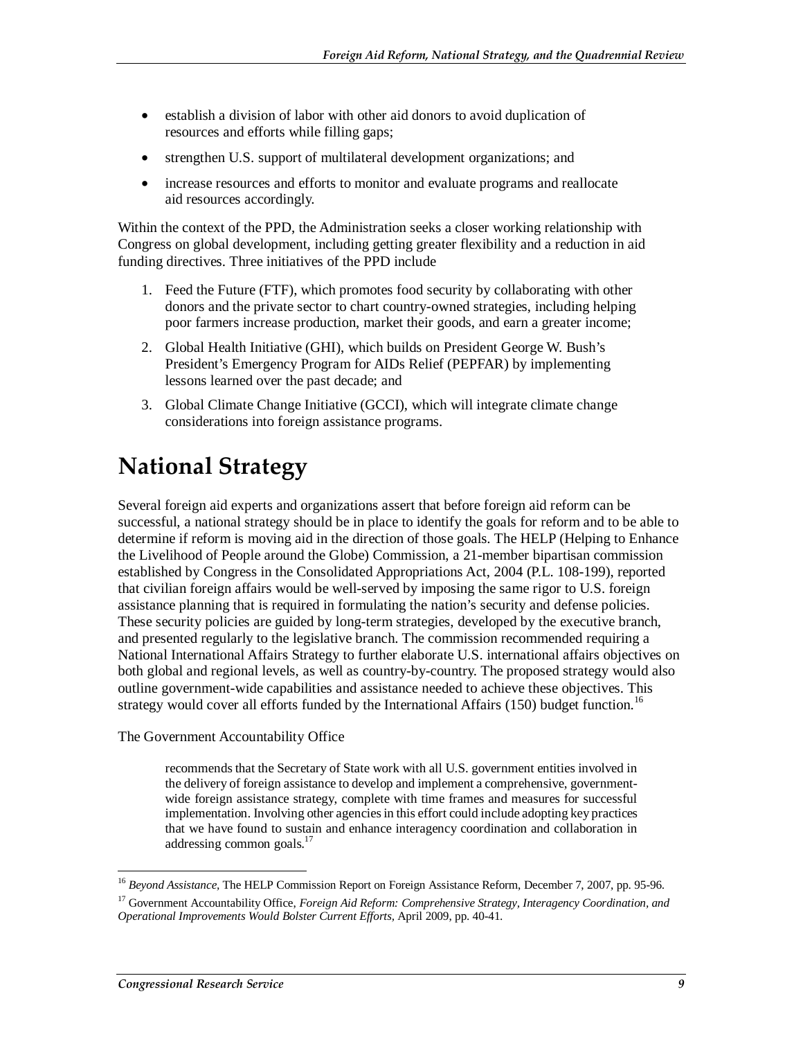- establish a division of labor with other aid donors to avoid duplication of resources and efforts while filling gaps;
- strengthen U.S. support of multilateral development organizations; and
- increase resources and efforts to monitor and evaluate programs and reallocate aid resources accordingly.

Within the context of the PPD, the Administration seeks a closer working relationship with Congress on global development, including getting greater flexibility and a reduction in aid funding directives. Three initiatives of the PPD include

1. Feed the Future (FTF), which promotes food security by collaborating with other donors and the private sector to chart country-owned strategies, including helping poor farmers increase production, market their goods, and earn a greater income;
2. Global Health Initiative (GHI), which builds on President George W. Bush's President's Emergency Program for AIDs Relief (PEPFAR) by implementing lessons learned over the past decade; and
3. Global Climate Change Initiative (GCCI), which will integrate climate change considerations into foreign assistance programs.

# National Strategy

Several foreign aid experts and organizations assert that before foreign aid reform can be successful, a national strategy should be in place to identify the goals for reform and to be able to determine if reform is moving aid in the direction of those goals. The HELP (Helping to Enhance the Livelihood of People around the Globe) Commission, a 21-member bipartisan commission established by Congress in the Consolidated Appropriations Act, 2004 (P.L. 108-199), reported that civilian foreign affairs would be well-served by imposing the same rigor to U.S. foreign assistance planning that is required in formulating the nation's security and defense policies. These security policies are guided by long-term strategies, developed by the executive branch, and presented regularly to the legislative branch. The commission recommended requiring a National International Affairs Strategy to further elaborate U.S. international affairs objectives on both global and regional levels, as well as country-by-country. The proposed strategy would also outline government-wide capabilities and assistance needed to achieve these objectives. This strategy would cover all efforts funded by the International Affairs (150) budget function.[16]

The Government Accountability Office

> recommends that the Secretary of State work with all U.S. government entities involved in the delivery of foreign assistance to develop and implement a comprehensive, government-wide foreign assistance strategy, complete with time frames and measures for successful implementation. Involving other agencies in this effort could include adopting key practices that we have found to sustain and enhance interagency coordination and collaboration in addressing common goals.[17]

---

[16] *Beyond Assistance*, The HELP Commission Report on Foreign Assistance Reform, December 7, 2007, pp. 95-96.

[17] Government Accountability Office, *Foreign Aid Reform: Comprehensive Strategy, Interagency Coordination, and Operational Improvements Would Bolster Current Efforts*, April 2009, pp. 40-41.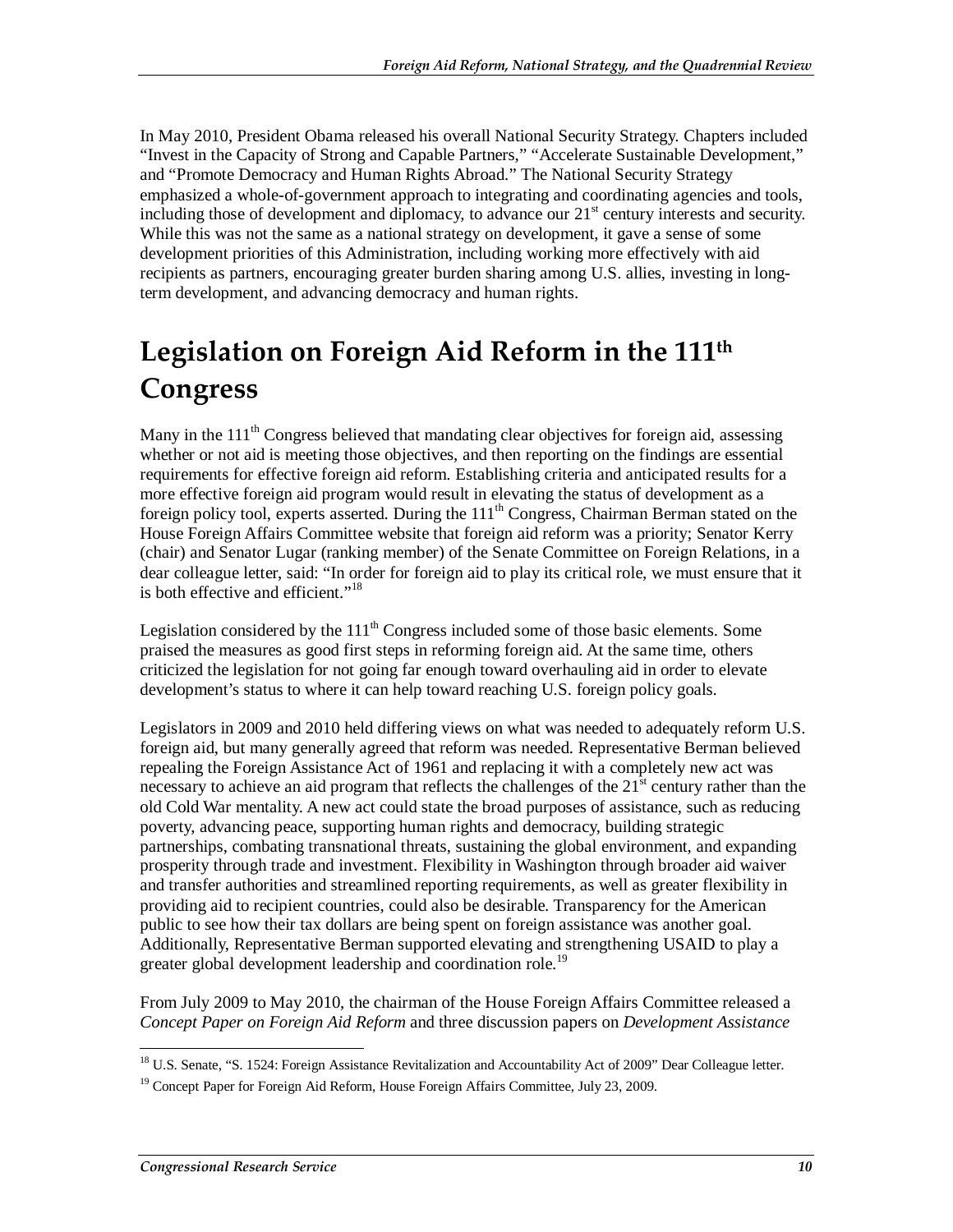In May 2010, President Obama released his overall National Security Strategy. Chapters included "Invest in the Capacity of Strong and Capable Partners," "Accelerate Sustainable Development," and "Promote Democracy and Human Rights Abroad." The National Security Strategy emphasized a whole-of-government approach to integrating and coordinating agencies and tools, including those of development and diplomacy, to advance our 21st century interests and security. While this was not the same as a national strategy on development, it gave a sense of some development priorities of this Administration, including working more effectively with aid recipients as partners, encouraging greater burden sharing among U.S. allies, investing in long-term development, and advancing democracy and human rights.

# Legislation on Foreign Aid Reform in the 111th Congress

Many in the 111th Congress believed that mandating clear objectives for foreign aid, assessing whether or not aid is meeting those objectives, and then reporting on the findings are essential requirements for effective foreign aid reform. Establishing criteria and anticipated results for a more effective foreign aid program would result in elevating the status of development as a foreign policy tool, experts asserted. During the 111th Congress, Chairman Berman stated on the House Foreign Affairs Committee website that foreign aid reform was a priority; Senator Kerry (chair) and Senator Lugar (ranking member) of the Senate Committee on Foreign Relations, in a dear colleague letter, said: "In order for foreign aid to play its critical role, we must ensure that it is both effective and efficient."[18]

Legislation considered by the 111th Congress included some of those basic elements. Some praised the measures as good first steps in reforming foreign aid. At the same time, others criticized the legislation for not going far enough toward overhauling aid in order to elevate development's status to where it can help toward reaching U.S. foreign policy goals.

Legislators in 2009 and 2010 held differing views on what was needed to adequately reform U.S. foreign aid, but many generally agreed that reform was needed. Representative Berman believed repealing the Foreign Assistance Act of 1961 and replacing it with a completely new act was necessary to achieve an aid program that reflects the challenges of the 21st century rather than the old Cold War mentality. A new act could state the broad purposes of assistance, such as reducing poverty, advancing peace, supporting human rights and democracy, building strategic partnerships, combating transnational threats, sustaining the global environment, and expanding prosperity through trade and investment. Flexibility in Washington through broader aid waiver and transfer authorities and streamlined reporting requirements, as well as greater flexibility in providing aid to recipient countries, could also be desirable. Transparency for the American public to see how their tax dollars are being spent on foreign assistance was another goal. Additionally, Representative Berman supported elevating and strengthening USAID to play a greater global development leadership and coordination role.[19]

From July 2009 to May 2010, the chairman of the House Foreign Affairs Committee released a *Concept Paper on Foreign Aid Reform* and three discussion papers on *Development Assistance*

---

[18] U.S. Senate, "S. 1524: Foreign Assistance Revitalization and Accountability Act of 2009" Dear Colleague letter.

[19] Concept Paper for Foreign Aid Reform, House Foreign Affairs Committee, July 23, 2009.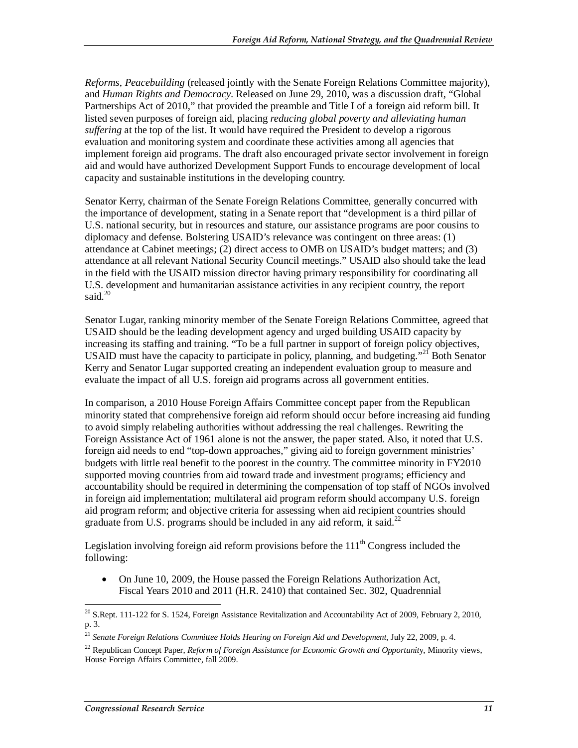*Reforms*, *Peacebuilding* (released jointly with the Senate Foreign Relations Committee majority), and *Human Rights and Democracy*. Released on June 29, 2010, was a discussion draft, "Global Partnerships Act of 2010," that provided the preamble and Title I of a foreign aid reform bill. It listed seven purposes of foreign aid, placing *reducing global poverty and alleviating human suffering* at the top of the list. It would have required the President to develop a rigorous evaluation and monitoring system and coordinate these activities among all agencies that implement foreign aid programs. The draft also encouraged private sector involvement in foreign aid and would have authorized Development Support Funds to encourage development of local capacity and sustainable institutions in the developing country.

Senator Kerry, chairman of the Senate Foreign Relations Committee, generally concurred with the importance of development, stating in a Senate report that "development is a third pillar of U.S. national security, but in resources and stature, our assistance programs are poor cousins to diplomacy and defense. Bolstering USAID's relevance was contingent on three areas: (1) attendance at Cabinet meetings; (2) direct access to OMB on USAID's budget matters; and (3) attendance at all relevant National Security Council meetings." USAID also should take the lead in the field with the USAID mission director having primary responsibility for coordinating all U.S. development and humanitarian assistance activities in any recipient country, the report said.[20]

Senator Lugar, ranking minority member of the Senate Foreign Relations Committee, agreed that USAID should be the leading development agency and urged building USAID capacity by increasing its staffing and training. "To be a full partner in support of foreign policy objectives, USAID must have the capacity to participate in policy, planning, and budgeting."[21] Both Senator Kerry and Senator Lugar supported creating an independent evaluation group to measure and evaluate the impact of all U.S. foreign aid programs across all government entities.

In comparison, a 2010 House Foreign Affairs Committee concept paper from the Republican minority stated that comprehensive foreign aid reform should occur before increasing aid funding to avoid simply relabeling authorities without addressing the real challenges. Rewriting the Foreign Assistance Act of 1961 alone is not the answer, the paper stated. Also, it noted that U.S. foreign aid needs to end "top-down approaches," giving aid to foreign government ministries' budgets with little real benefit to the poorest in the country. The committee minority in FY2010 supported moving countries from aid toward trade and investment programs; efficiency and accountability should be required in determining the compensation of top staff of NGOs involved in foreign aid implementation; multilateral aid program reform should accompany U.S. foreign aid program reform; and objective criteria for assessing when aid recipient countries should graduate from U.S. programs should be included in any aid reform, it said.[22]

Legislation involving foreign aid reform provisions before the 111th Congress included the following:

- On June 10, 2009, the House passed the Foreign Relations Authorization Act, Fiscal Years 2010 and 2011 (H.R. 2410) that contained Sec. 302, Quadrennial

---

[20] S.Rept. 111-122 for S. 1524, Foreign Assistance Revitalization and Accountability Act of 2009, February 2, 2010, p. 3.

[21] *Senate Foreign Relations Committee Holds Hearing on Foreign Aid and Development*, July 22, 2009, p. 4.

[22] Republican Concept Paper, *Reform of Foreign Assistance for Economic Growth and Opportunity*, Minority views, House Foreign Affairs Committee, fall 2009.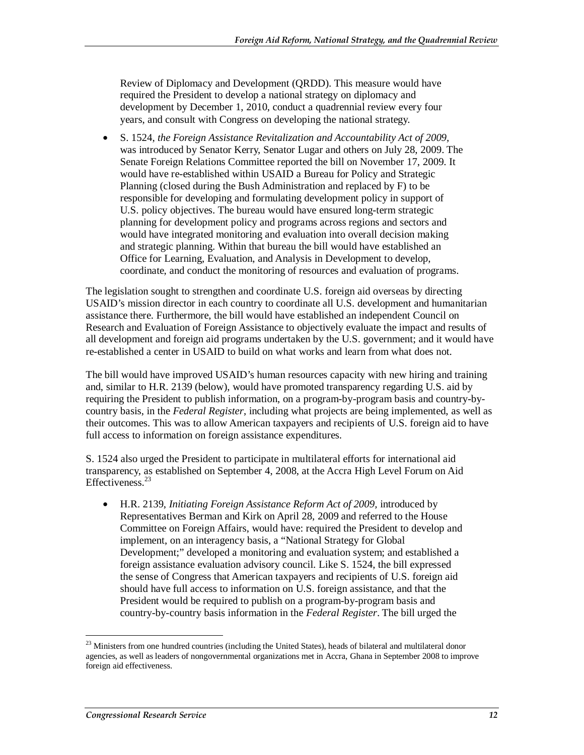Review of Diplomacy and Development (QRDD). This measure would have required the President to develop a national strategy on diplomacy and development by December 1, 2010, conduct a quadrennial review every four years, and consult with Congress on developing the national strategy.

- S. 1524, *the Foreign Assistance Revitalization and Accountability Act of 2009*, was introduced by Senator Kerry, Senator Lugar and others on July 28, 2009. The Senate Foreign Relations Committee reported the bill on November 17, 2009. It would have re-established within USAID a Bureau for Policy and Strategic Planning (closed during the Bush Administration and replaced by F) to be responsible for developing and formulating development policy in support of U.S. policy objectives. The bureau would have ensured long-term strategic planning for development policy and programs across regions and sectors and would have integrated monitoring and evaluation into overall decision making and strategic planning. Within that bureau the bill would have established an Office for Learning, Evaluation, and Analysis in Development to develop, coordinate, and conduct the monitoring of resources and evaluation of programs.

The legislation sought to strengthen and coordinate U.S. foreign aid overseas by directing USAID's mission director in each country to coordinate all U.S. development and humanitarian assistance there. Furthermore, the bill would have established an independent Council on Research and Evaluation of Foreign Assistance to objectively evaluate the impact and results of all development and foreign aid programs undertaken by the U.S. government; and it would have re-established a center in USAID to build on what works and learn from what does not.

The bill would have improved USAID's human resources capacity with new hiring and training and, similar to H.R. 2139 (below), would have promoted transparency regarding U.S. aid by requiring the President to publish information, on a program-by-program basis and country-by-country basis, in the *Federal Register*, including what projects are being implemented, as well as their outcomes. This was to allow American taxpayers and recipients of U.S. foreign aid to have full access to information on foreign assistance expenditures.

S. 1524 also urged the President to participate in multilateral efforts for international aid transparency, as established on September 4, 2008, at the Accra High Level Forum on Aid Effectiveness.[23]

- H.R. 2139, *Initiating Foreign Assistance Reform Act of 2009*, introduced by Representatives Berman and Kirk on April 28, 2009 and referred to the House Committee on Foreign Affairs, would have: required the President to develop and implement, on an interagency basis, a "National Strategy for Global Development;" developed a monitoring and evaluation system; and established a foreign assistance evaluation advisory council. Like S. 1524, the bill expressed the sense of Congress that American taxpayers and recipients of U.S. foreign aid should have full access to information on U.S. foreign assistance, and that the President would be required to publish on a program-by-program basis and country-by-country basis information in the *Federal Register*. The bill urged the

[23] Ministers from one hundred countries (including the United States), heads of bilateral and multilateral donor agencies, as well as leaders of nongovernmental organizations met in Accra, Ghana in September 2008 to improve foreign aid effectiveness.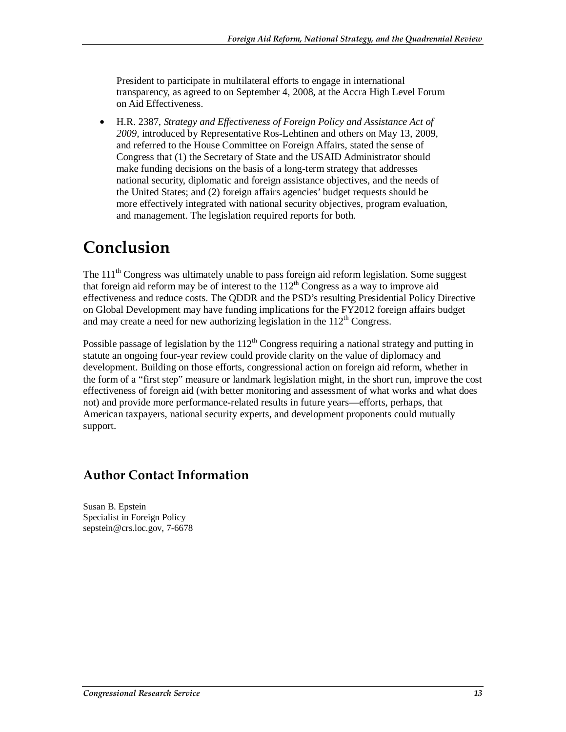President to participate in multilateral efforts to engage in international transparency, as agreed to on September 4, 2008, at the Accra High Level Forum on Aid Effectiveness.

- H.R. 2387, *Strategy and Effectiveness of Foreign Policy and Assistance Act of 2009*, introduced by Representative Ros-Lehtinen and others on May 13, 2009, and referred to the House Committee on Foreign Affairs, stated the sense of Congress that (1) the Secretary of State and the USAID Administrator should make funding decisions on the basis of a long-term strategy that addresses national security, diplomatic and foreign assistance objectives, and the needs of the United States; and (2) foreign affairs agencies' budget requests should be more effectively integrated with national security objectives, program evaluation, and management. The legislation required reports for both.

# Conclusion

The 111th Congress was ultimately unable to pass foreign aid reform legislation. Some suggest that foreign aid reform may be of interest to the 112th Congress as a way to improve aid effectiveness and reduce costs. The QDDR and the PSD's resulting Presidential Policy Directive on Global Development may have funding implications for the FY2012 foreign affairs budget and may create a need for new authorizing legislation in the 112th Congress.

Possible passage of legislation by the 112th Congress requiring a national strategy and putting in statute an ongoing four-year review could provide clarity on the value of diplomacy and development. Building on those efforts, congressional action on foreign aid reform, whether in the form of a "first step" measure or landmark legislation might, in the short run, improve the cost effectiveness of foreign aid (with better monitoring and assessment of what works and what does not) and provide more performance-related results in future years—efforts, perhaps, that American taxpayers, national security experts, and development proponents could mutually support.

## Author Contact Information

Susan B. Epstein
Specialist in Foreign Policy
sepstein@crs.loc.gov, 7-6678